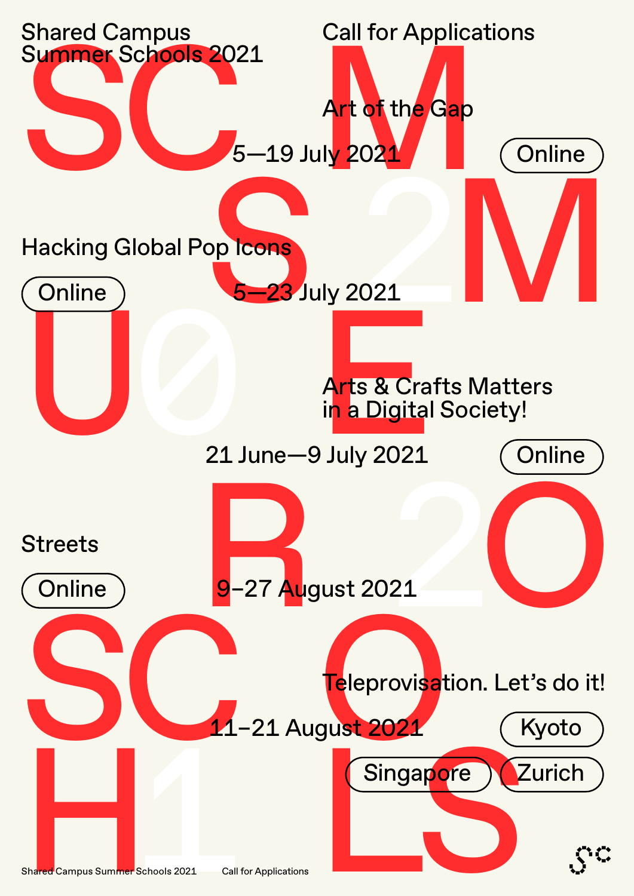# Shared Campus Summer Schools 2021

## Call for Applications

### Art of the Gap

5—19 July 2021

Online

### Hacking Global Pop Icons

Online

5—23 July 2021

### Arts & Crafts Matters in a Digital Society!

21 June—9 July 2021

Online

### Streets

Online

9–27 August 2021

### Teleprovisation. Let's do it!

11–21 August 2021

Kyoto

Singapore

Zurich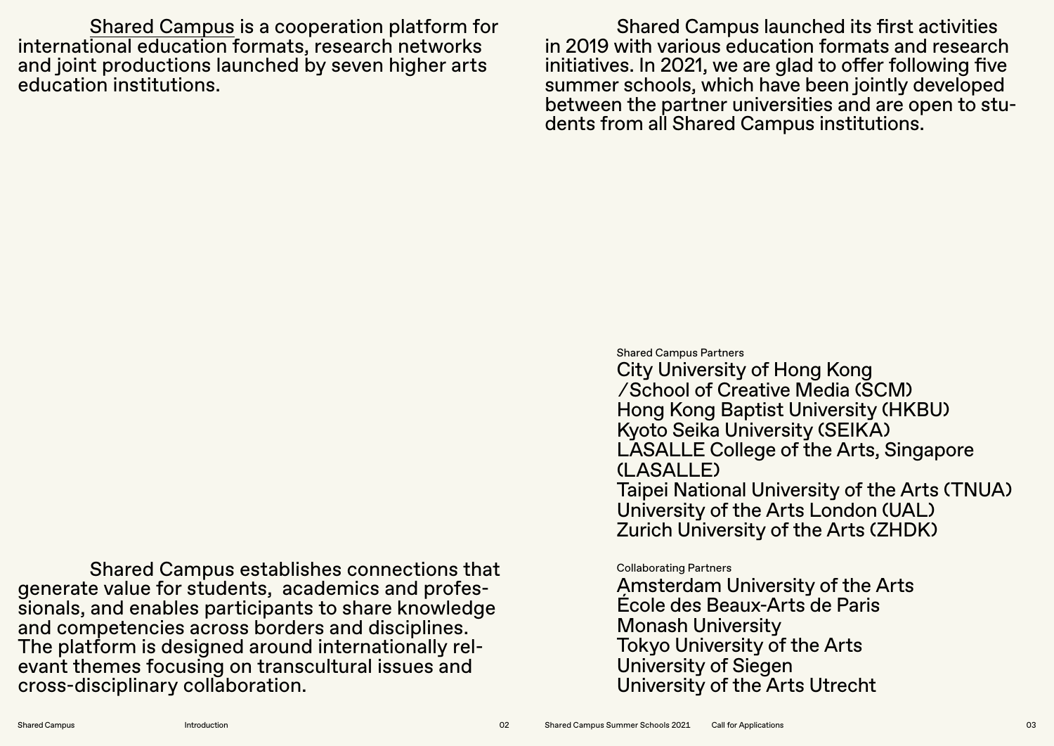Shared Campus is a cooperation platform for international education formats, research networks and joint productions launched by seven higher arts education institutions.

Shared Campus establishes connections that generate value for students, academics and professionals, and enables participants to share knowledge and competencies across borders and disciplines. The platform is designed around internationally relevant themes focusing on transcultural issues and cross-disciplinary collaboration.

Shared Campus launched its first activities in 2019 with various education formats and research initiatives. In 2021, we are glad to offer following five summer schools, which have been jointly developed between the partner universities and are open to students from all Shared Campus institutions.

Shared Campus Partners

City University of Hong Kong /School of Creative Media (SCM)
Hong Kong Baptist University (HKBU)
Kyoto Seika University (SEIKA)
LASALLE College of the Arts, Singapore (LASALLE)
Taipei National University of the Arts (TNUA)
University of the Arts London (UAL)
Zurich University of the Arts (ZHDK)

Collaborating Partners

Amsterdam University of the Arts
École des Beaux-Arts de Paris
Monash University
Tokyo University of the Arts
University of Siegen
University of the Arts Utrecht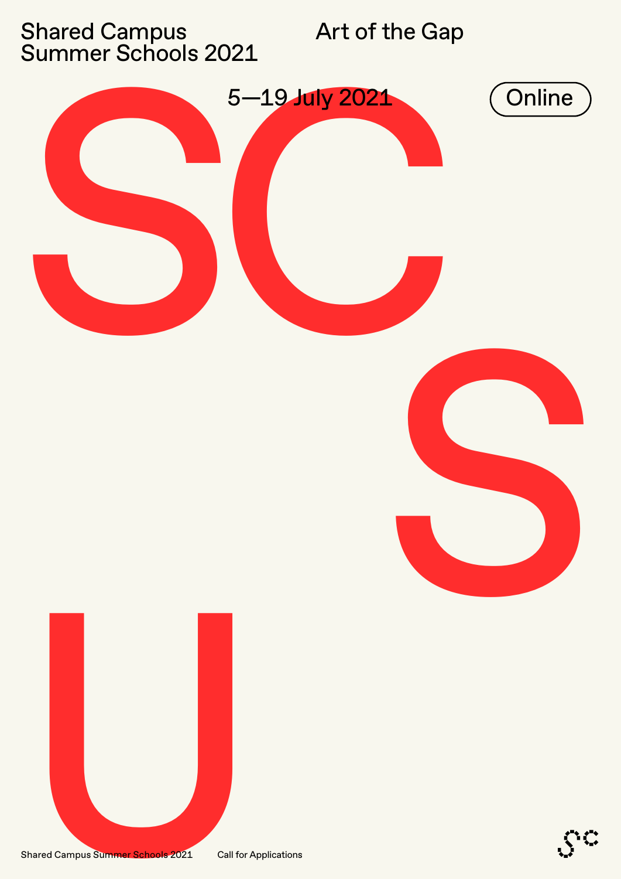Shared Campus
Summer Schools 2021

Art of the Gap

5—19 July 2021

Online

SC

S

U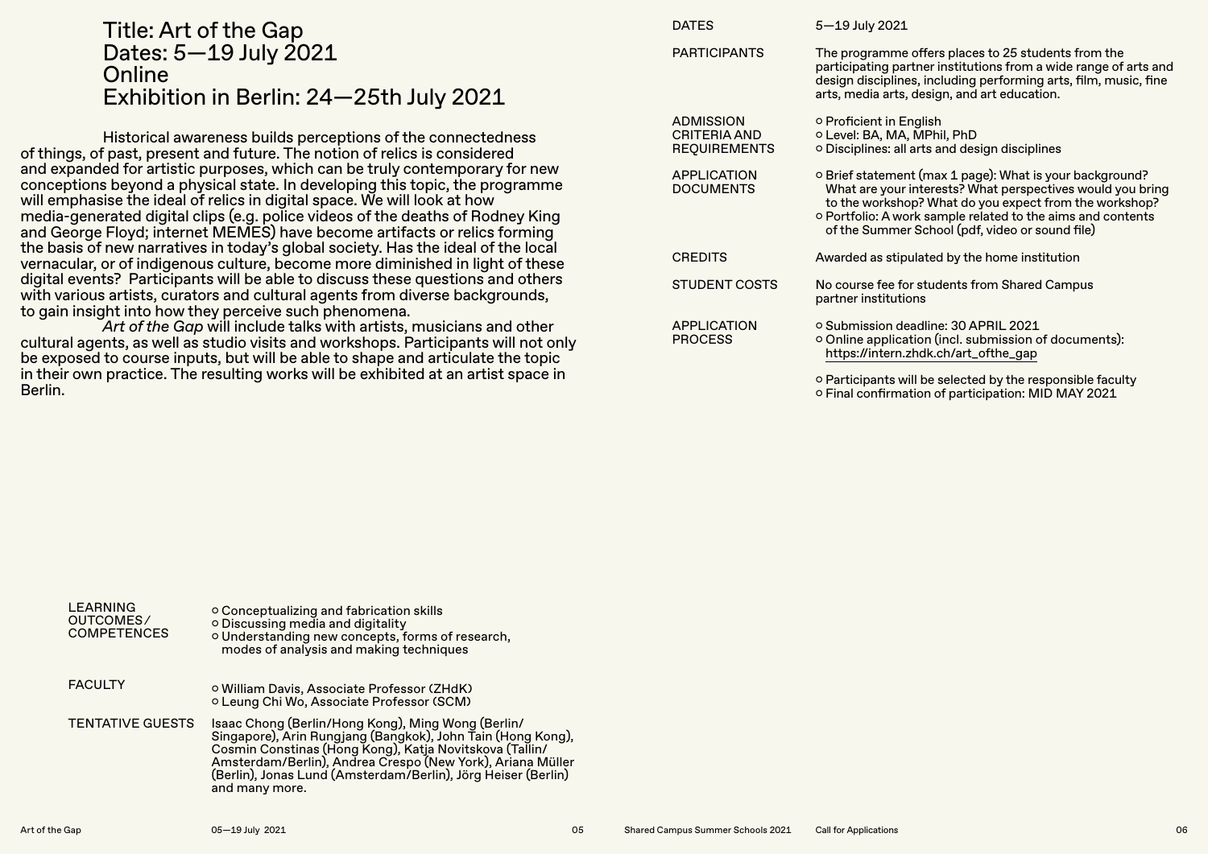# Title: Art of the Gap
# Dates: 5—19 July 2021
# Online
# Exhibition in Berlin: 24—25th July 2021

Historical awareness builds perceptions of the connectedness of things, of past, present and future. The notion of relics is considered and expanded for artistic purposes, which can be truly contemporary for new conceptions beyond a physical state. In developing this topic, the programme will emphasise the ideal of relics in digital space. We will look at how media-generated digital clips (e.g. police videos of the deaths of Rodney King and George Floyd; internet MEMES) have become artifacts or relics forming the basis of new narratives in today's global society. Has the ideal of the local vernacular, or of indigenous culture, become more diminished in light of these digital events? Participants will be able to discuss these questions and others with various artists, curators and cultural agents from diverse backgrounds, to gain insight into how they perceive such phenomena.

*Art of the Gap* will include talks with artists, musicians and other cultural agents, as well as studio visits and workshops. Participants will not only be exposed to course inputs, but will be able to shape and articulate the topic in their own practice. The resulting works will be exhibited at an artist space in Berlin.

| | |
|---|---|
| LEARNING OUTCOMES/ COMPETENCES | ○ Conceptualizing and fabrication skills<br>○ Discussing media and digitality<br>○ Understanding new concepts, forms of research, modes of analysis and making techniques |
| FACULTY | ○ William Davis, Associate Professor (ZHdK)<br>○ Leung Chi Wo, Associate Professor (SCM) |
| TENTATIVE GUESTS | Isaac Chong (Berlin/Hong Kong), Ming Wong (Berlin/Singapore), Arin Rungjang (Bangkok), John Tain (Hong Kong), Cosmin Constinas (Hong Kong), Katja Novitskova (Tallin/Amsterdam/Berlin), Andrea Crespo (New York), Ariana Müller (Berlin), Jonas Lund (Amsterdam/Berlin), Jörg Heiser (Berlin) and many more. |

| | |
|---|---|
| DATES | 5—19 July 2021 |
| PARTICIPANTS | The programme offers places to 25 students from the participating partner institutions from a wide range of arts and design disciplines, including performing arts, film, music, fine arts, media arts, design, and art education. |
| ADMISSION CRITERIA AND REQUIREMENTS | ○ Proficient in English<br>○ Level: BA, MA, MPhil, PhD<br>○ Disciplines: all arts and design disciplines |
| APPLICATION DOCUMENTS | ○ Brief statement (max 1 page): What is your background? What are your interests? What perspectives would you bring to the workshop? What do you expect from the workshop?<br>○ Portfolio: A work sample related to the aims and contents of the Summer School (pdf, video or sound file) |
| CREDITS | Awarded as stipulated by the home institution |
| STUDENT COSTS | No course fee for students from Shared Campus partner institutions |
| APPLICATION PROCESS | ○ Submission deadline: 30 APRIL 2021<br>○ Online application (incl. submission of documents): https://intern.zhdk.ch/art_ofthe_gap<br>○ Participants will be selected by the responsible faculty<br>○ Final confirmation of participation: MID MAY 2021 |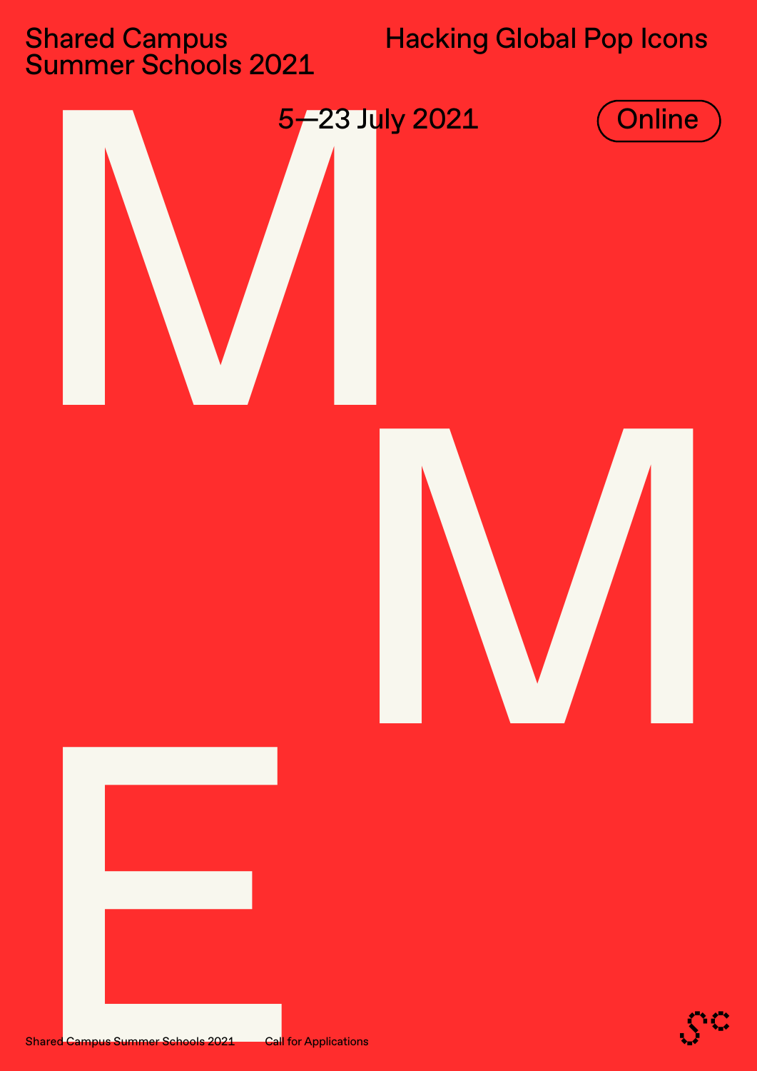Shared Campus Summer Schools 2021

# Hacking Global Pop Icons

5—23 July 2021

Online

M
M
E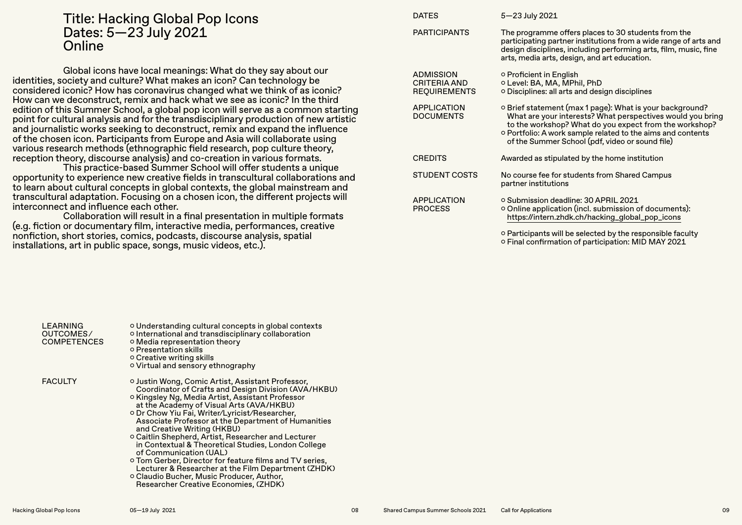# Title: Hacking Global Pop Icons
# Dates: 5—23 July 2021
# Online

Global icons have local meanings: What do they say about our identities, society and culture? What makes an icon? Can technology be considered iconic? How has coronavirus changed what we think of as iconic? How can we deconstruct, remix and hack what we see as iconic? In the third edition of this Summer School, a global pop icon will serve as a common starting point for cultural analysis and for the transdisciplinary production of new artistic and journalistic works seeking to deconstruct, remix and expand the influence of the chosen icon. Participants from Europe and Asia will collaborate using various research methods (ethnographic field research, pop culture theory, reception theory, discourse analysis) and co-creation in various formats.

This practice-based Summer School will offer students a unique opportunity to experience new creative fields in transcultural collaborations and to learn about cultural concepts in global contexts, the global mainstream and transcultural adaptation. Focusing on a chosen icon, the different projects will interconnect and influence each other.

Collaboration will result in a final presentation in multiple formats (e.g. fiction or documentary film, interactive media, performances, creative nonfiction, short stories, comics, podcasts, discourse analysis, spatial installations, art in public space, songs, music videos, etc.).

**LEARNING OUTCOMES/ COMPETENCES**

- Understanding cultural concepts in global contexts
- International and transdisciplinary collaboration
- Media representation theory
- Presentation skills
- Creative writing skills
- Virtual and sensory ethnography

**FACULTY**

- Justin Wong, Comic Artist, Assistant Professor, Coordinator of Crafts and Design Division (AVA/HKBU)
- Kingsley Ng, Media Artist, Assistant Professor at the Academy of Visual Arts (AVA/HKBU)
- Dr Chow Yiu Fai, Writer/Lyricist/Researcher, Associate Professor at the Department of Humanities and Creative Writing (HKBU)
- Caitlin Shepherd, Artist, Researcher and Lecturer in Contextual & Theoretical Studies, London College of Communication (UAL)
- Tom Gerber, Director for feature films and TV series, Lecturer & Researcher at the Film Department (ZHDK)
- Claudio Bucher, Music Producer, Author, Researcher Creative Economies, (ZHDK)

**DATES**

5—23 July 2021

**PARTICIPANTS**

The programme offers places to 30 students from the participating partner institutions from a wide range of arts and design disciplines, including performing arts, film, music, fine arts, media arts, design, and art education.

**ADMISSION CRITERIA AND REQUIREMENTS**

- Proficient in English
- Level: BA, MA, MPhil, PhD
- Disciplines: all arts and design disciplines

**APPLICATION DOCUMENTS**

- Brief statement (max 1 page): What is your background? What are your interests? What perspectives would you bring to the workshop? What do you expect from the workshop?
- Portfolio: A work sample related to the aims and contents of the Summer School (pdf, video or sound file)

**CREDITS**

Awarded as stipulated by the home institution

**STUDENT COSTS**

No course fee for students from Shared Campus partner institutions

**APPLICATION PROCESS**

- Submission deadline: 30 APRIL 2021
- Online application (incl. submission of documents): https://intern.zhdk.ch/hacking_global_pop_icons
- Participants will be selected by the responsible faculty
- Final confirmation of participation: MID MAY 2021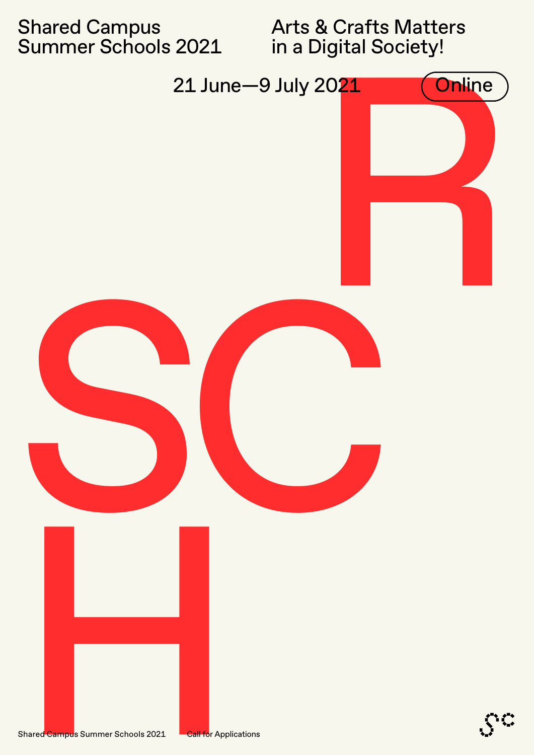Shared Campus
Summer Schools 2021

Arts & Crafts Matters
in a Digital Society!

21 June—9 July 2021

Online

R
SC
H

Shared Campus Summer Schools 2021

Call for Applications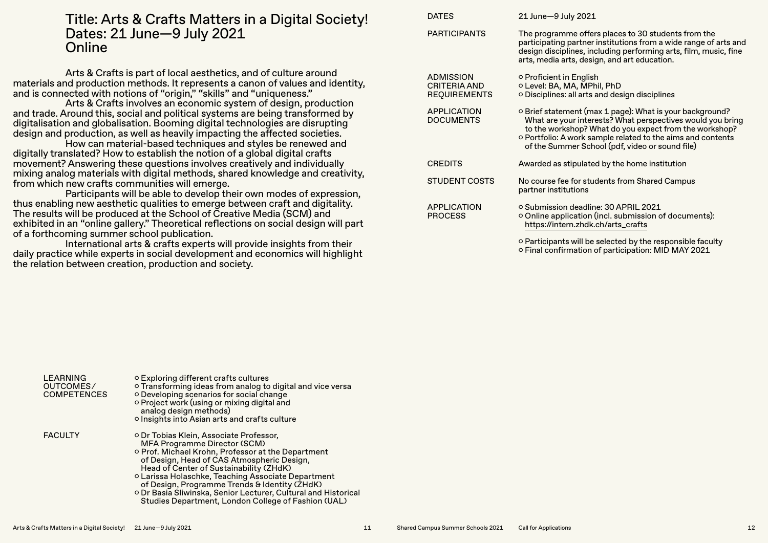# Title: Arts & Crafts Matters in a Digital Society! Dates: 21 June—9 July 2021 Online

Arts & Crafts is part of local aesthetics, and of culture around materials and production methods. It represents a canon of values and identity, and is connected with notions of "origin," "skills" and "uniqueness."

Arts & Crafts involves an economic system of design, production and trade. Around this, social and political systems are being transformed by digitalisation and globalisation. Booming digital technologies are disrupting design and production, as well as heavily impacting the affected societies.

How can material-based techniques and styles be renewed and digitally translated? How to establish the notion of a global digital crafts movement? Answering these questions involves creatively and individually mixing analog materials with digital methods, shared knowledge and creativity, from which new crafts communities will emerge.

Participants will be able to develop their own modes of expression, thus enabling new aesthetic qualities to emerge between craft and digitality. The results will be produced at the School of Creative Media (SCM) and exhibited in an "online gallery." Theoretical reflections on social design will part of a forthcoming summer school publication.

International arts & crafts experts will provide insights from their daily practice while experts in social development and economics will highlight the relation between creation, production and society.

**LEARNING OUTCOMES/ COMPETENCES**

- Exploring different crafts cultures
- Transforming ideas from analog to digital and vice versa
- Developing scenarios for social change
- Project work (using or mixing digital and analog design methods)
- Insights into Asian arts and crafts culture

**FACULTY**

- Dr Tobias Klein, Associate Professor, MFA Programme Director (SCM)
- Prof. Michael Krohn, Professor at the Department of Design, Head of CAS Atmospheric Design, Head of Center of Sustainability (ZHdK)
- Larissa Holaschke, Teaching Associate Department of Design, Programme Trends & Identity (ZHdK)
- Dr Basia Sliwinska, Senior Lecturer, Cultural and Historical Studies Department, London College of Fashion (UAL)

**DATES**

21 June—9 July 2021

**PARTICIPANTS**

The programme offers places to 30 students from the participating partner institutions from a wide range of arts and design disciplines, including performing arts, film, music, fine arts, media arts, design, and art education.

**ADMISSION CRITERIA AND REQUIREMENTS**

- Proficient in English
- Level: BA, MA, MPhil, PhD
- Disciplines: all arts and design disciplines

**APPLICATION DOCUMENTS**

- Brief statement (max 1 page): What is your background? What are your interests? What perspectives would you bring to the workshop? What do you expect from the workshop?
- Portfolio: A work sample related to the aims and contents of the Summer School (pdf, video or sound file)

**CREDITS**

Awarded as stipulated by the home institution

**STUDENT COSTS**

No course fee for students from Shared Campus partner institutions

**APPLICATION PROCESS**

- Submission deadline: 30 APRIL 2021
- Online application (incl. submission of documents): https://intern.zhdk.ch/arts_crafts
- Participants will be selected by the responsible faculty
- Final confirmation of participation: MID MAY 2021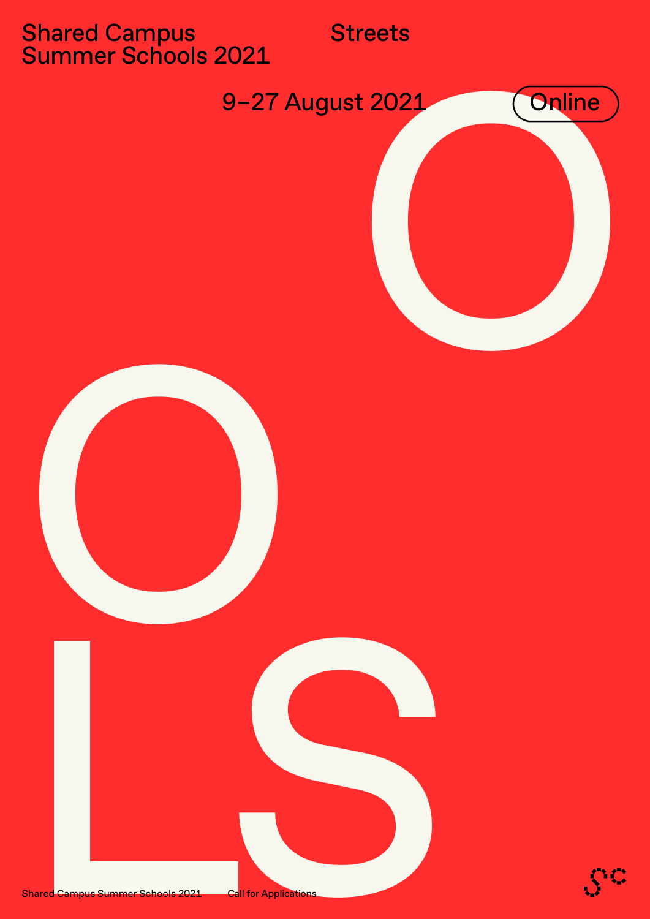Shared Campus
Summer Schools 2021

Streets

9–27 August 2021

Online

O

O

LS

Call for Applications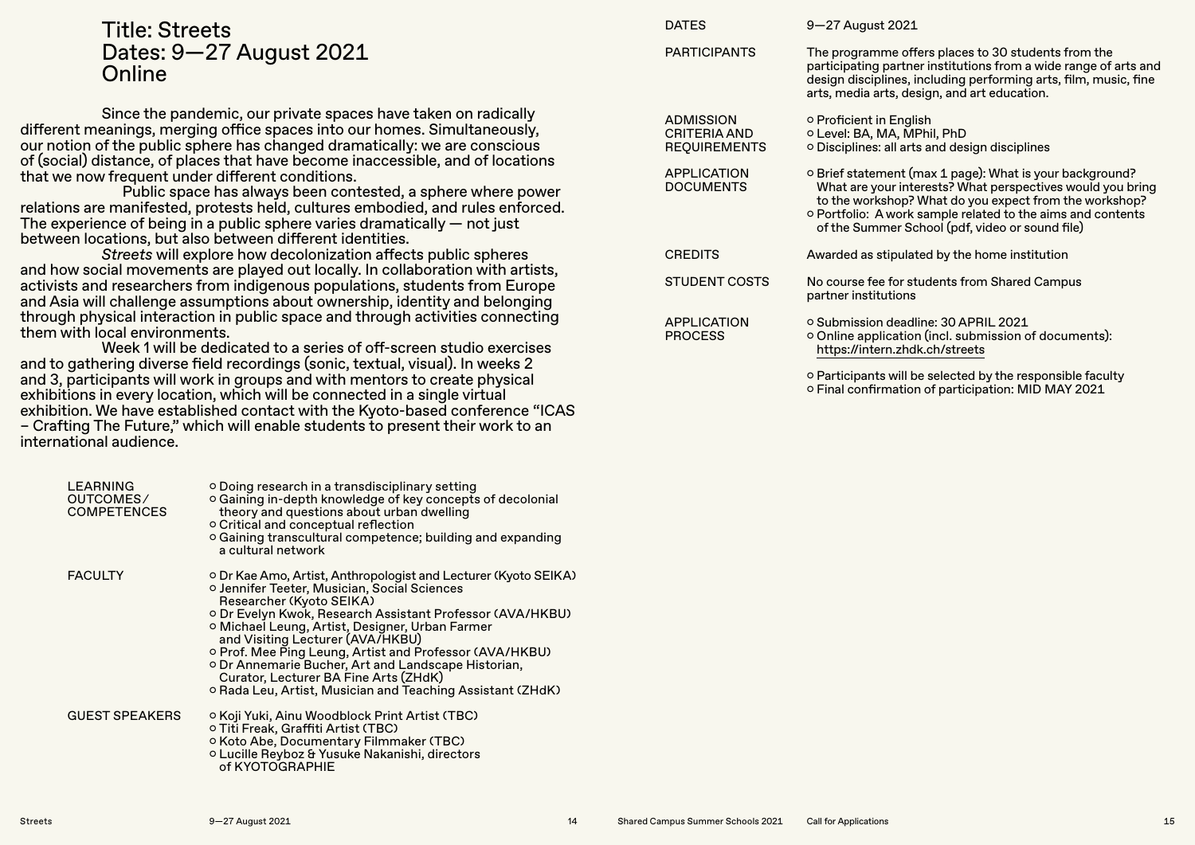# Title: Streets
# Dates: 9—27 August 2021
# Online

Since the pandemic, our private spaces have taken on radically different meanings, merging office spaces into our homes. Simultaneously, our notion of the public sphere has changed dramatically: we are conscious of (social) distance, of places that have become inaccessible, and of locations that we now frequent under different conditions.

Public space has always been contested, a sphere where power relations are manifested, protests held, cultures embodied, and rules enforced. The experience of being in a public sphere varies dramatically — not just between locations, but also between different identities.

*Streets* will explore how decolonization affects public spheres and how social movements are played out locally. In collaboration with artists, activists and researchers from indigenous populations, students from Europe and Asia will challenge assumptions about ownership, identity and belonging through physical interaction in public space and through activities connecting them with local environments.

Week 1 will be dedicated to a series of off-screen studio exercises and to gathering diverse field recordings (sonic, textual, visual). In weeks 2 and 3, participants will work in groups and with mentors to create physical exhibitions in every location, which will be connected in a single virtual exhibition. We have established contact with the Kyoto-based conference "ICAS – Crafting The Future," which will enable students to present their work to an international audience.

**LEARNING OUTCOMES/ COMPETENCES**

- Doing research in a transdisciplinary setting
- Gaining in-depth knowledge of key concepts of decolonial theory and questions about urban dwelling
- Critical and conceptual reflection
- Gaining transcultural competence; building and expanding a cultural network

**FACULTY**

- Dr Kae Amo, Artist, Anthropologist and Lecturer (Kyoto SEIKA)
- Jennifer Teeter, Musician, Social Sciences Researcher (Kyoto SEIKA)
- Dr Evelyn Kwok, Research Assistant Professor (AVA/HKBU)
- Michael Leung, Artist, Designer, Urban Farmer and Visiting Lecturer (AVA/HKBU)
- Prof. Mee Ping Leung, Artist and Professor (AVA/HKBU)
- Dr Annemarie Bucher, Art and Landscape Historian, Curator, Lecturer BA Fine Arts (ZHdK)
- Rada Leu, Artist, Musician and Teaching Assistant (ZHdK)

**GUEST SPEAKERS**

- Koji Yuki, Ainu Woodblock Print Artist (TBC)
- Titi Freak, Graffiti Artist (TBC)
- Koto Abe, Documentary Filmmaker (TBC)
- Lucille Reyboz & Yusuke Nakanishi, directors of KYOTOGRAPHIE

**DATES**

9—27 August 2021

**PARTICIPANTS**

The programme offers places to 30 students from the participating partner institutions from a wide range of arts and design disciplines, including performing arts, film, music, fine arts, media arts, design, and art education.

**ADMISSION CRITERIA AND REQUIREMENTS**

- Proficient in English
- Level: BA, MA, MPhil, PhD
- Disciplines: all arts and design disciplines

**APPLICATION DOCUMENTS**

- Brief statement (max 1 page): What is your background? What are your interests? What perspectives would you bring to the workshop? What do you expect from the workshop?
- Portfolio: A work sample related to the aims and contents of the Summer School (pdf, video or sound file)

**CREDITS**

Awarded as stipulated by the home institution

**STUDENT COSTS**

No course fee for students from Shared Campus partner institutions

**APPLICATION PROCESS**

- Submission deadline: 30 APRIL 2021
- Online application (incl. submission of documents): https://intern.zhdk.ch/streets
- Participants will be selected by the responsible faculty
- Final confirmation of participation: MID MAY 2021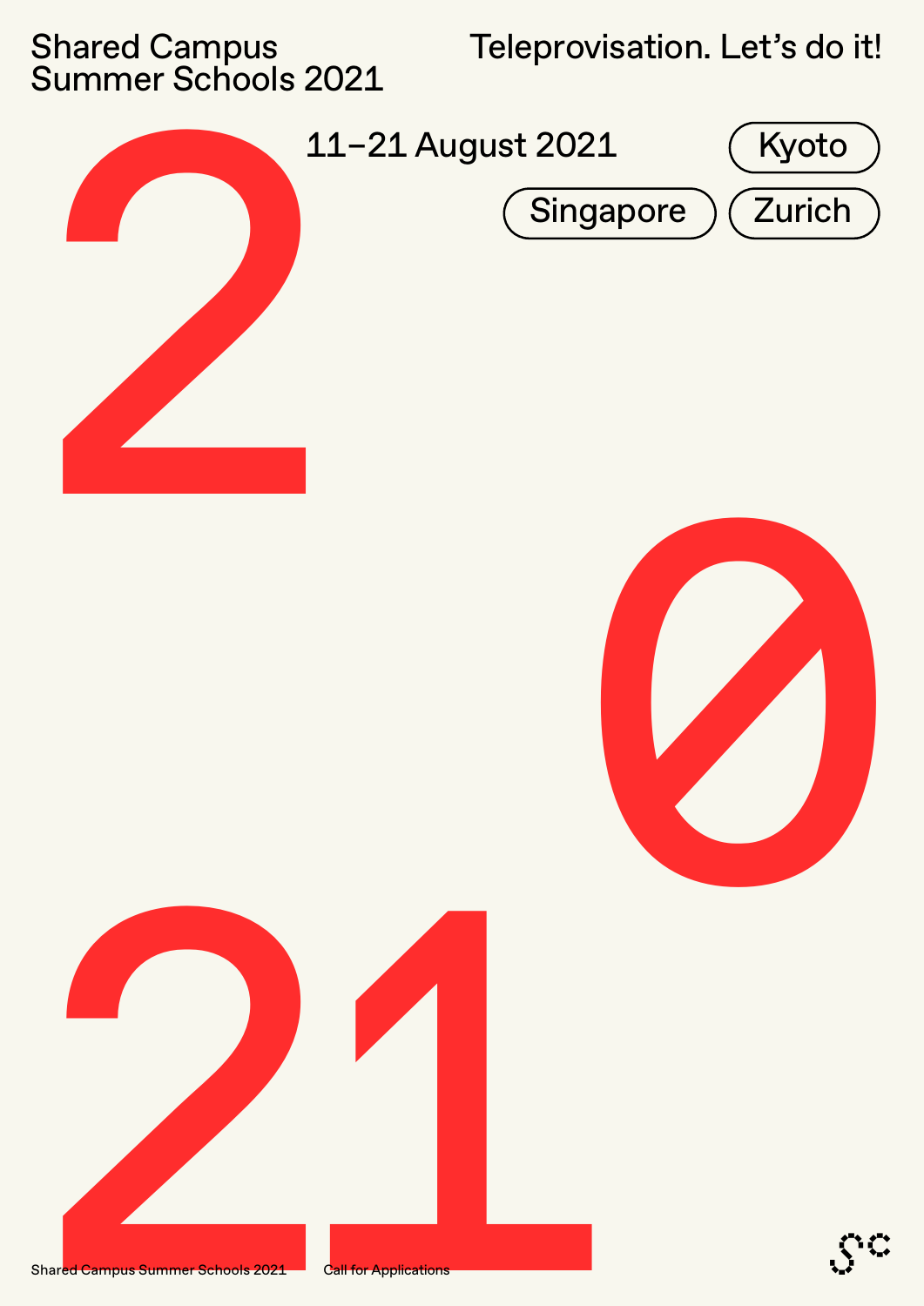Shared Campus
Summer Schools 2021

Teleprovisation. Let’s do it!

11–21 August 2021

Kyoto

Singapore

Zurich

2

0

21

Shared Campus Summer Schools 2021

Call for Applications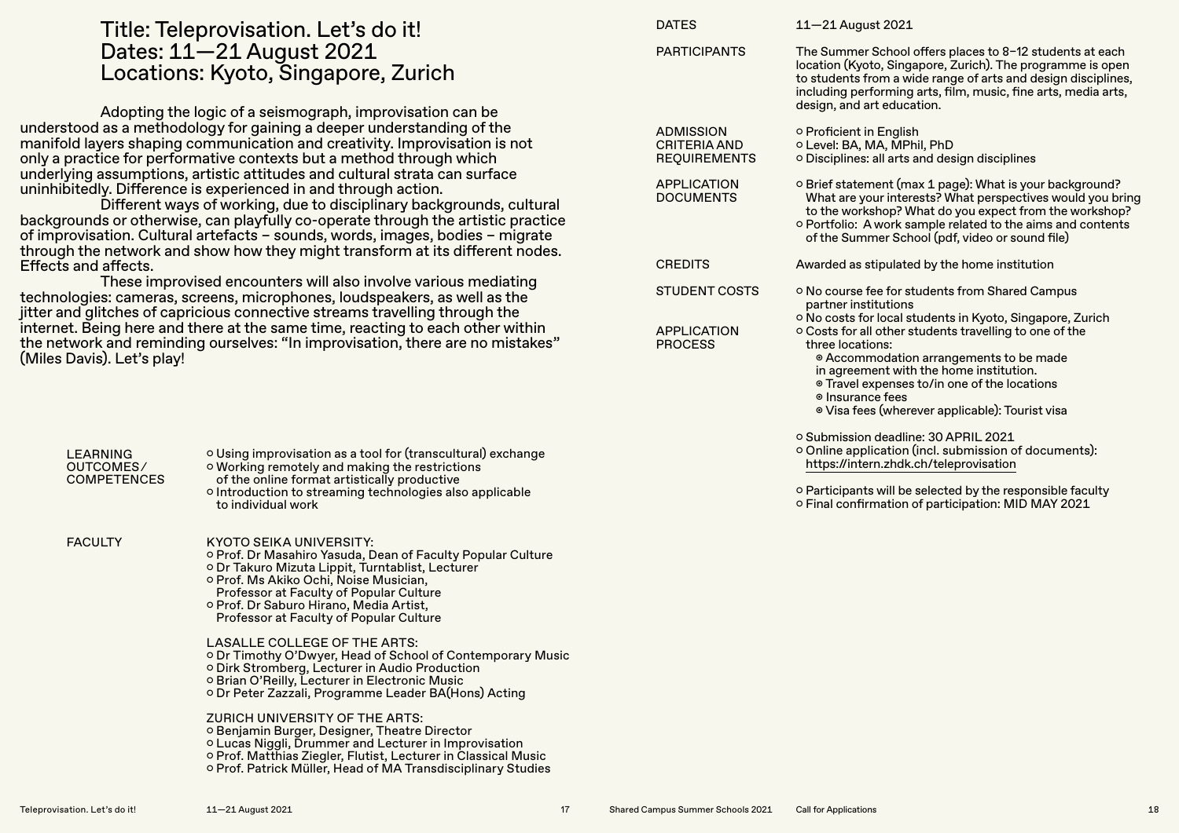# Title: Teleprovisation. Let's do it!
# Dates: 11—21 August 2021
# Locations: Kyoto, Singapore, Zurich

Adopting the logic of a seismograph, improvisation can be understood as a methodology for gaining a deeper understanding of the manifold layers shaping communication and creativity. Improvisation is not only a practice for performative contexts but a method through which underlying assumptions, artistic attitudes and cultural strata can surface uninhibitedly. Difference is experienced in and through action.

Different ways of working, due to disciplinary backgrounds, cultural backgrounds or otherwise, can playfully co-operate through the artistic practice of improvisation. Cultural artefacts – sounds, words, images, bodies – migrate through the network and show how they might transform at its different nodes. Effects and affects.

These improvised encounters will also involve various mediating technologies: cameras, screens, microphones, loudspeakers, as well as the jitter and glitches of capricious connective streams travelling through the internet. Being here and there at the same time, reacting to each other within the network and reminding ourselves: "In improvisation, there are no mistakes" (Miles Davis). Let's play!

**LEARNING OUTCOMES/ COMPETENCES**

- Using improvisation as a tool for (transcultural) exchange
- Working remotely and making the restrictions of the online format artistically productive
- Introduction to streaming technologies also applicable to individual work

**FACULTY**

KYOTO SEIKA UNIVERSITY:
- Prof. Dr Masahiro Yasuda, Dean of Faculty Popular Culture
- Dr Takuro Mizuta Lippit, Turntablist, Lecturer
- Prof. Ms Akiko Ochi, Noise Musician, Professor at Faculty of Popular Culture
- Prof. Dr Saburo Hirano, Media Artist, Professor at Faculty of Popular Culture

LASALLE COLLEGE OF THE ARTS:
- Dr Timothy O'Dwyer, Head of School of Contemporary Music
- Dirk Stromberg, Lecturer in Audio Production
- Brian O'Reilly, Lecturer in Electronic Music
- Dr Peter Zazzali, Programme Leader BA(Hons) Acting

ZURICH UNIVERSITY OF THE ARTS:
- Benjamin Burger, Designer, Theatre Director
- Lucas Niggli, Drummer and Lecturer in Improvisation
- Prof. Matthias Ziegler, Flutist, Lecturer in Classical Music
- Prof. Patrick Müller, Head of MA Transdisciplinary Studies

**DATES**

11—21 August 2021

**PARTICIPANTS**

The Summer School offers places to 8–12 students at each location (Kyoto, Singapore, Zurich). The programme is open to students from a wide range of arts and design disciplines, including performing arts, film, music, fine arts, media arts, design, and art education.

**ADMISSION CRITERIA AND REQUIREMENTS**

- Proficient in English
- Level: BA, MA, MPhil, PhD
- Disciplines: all arts and design disciplines

**APPLICATION DOCUMENTS**

- Brief statement (max 1 page): What is your background? What are your interests? What perspectives would you bring to the workshop? What do you expect from the workshop?
- Portfolio: A work sample related to the aims and contents of the Summer School (pdf, video or sound file)

**CREDITS**

Awarded as stipulated by the home institution

**STUDENT COSTS**

- No course fee for students from Shared Campus partner institutions
- No costs for local students in Kyoto, Singapore, Zurich
- Costs for all other students travelling to one of the three locations:
  - Accommodation arrangements to be made in agreement with the home institution.
  - Travel expenses to/in one of the locations
  - Insurance fees
  - Visa fees (wherever applicable): Tourist visa

**APPLICATION PROCESS**

- Submission deadline: 30 APRIL 2021
- Online application (incl. submission of documents): https://intern.zhdk.ch/teleprovisation

- Participants will be selected by the responsible faculty
- Final confirmation of participation: MID MAY 2021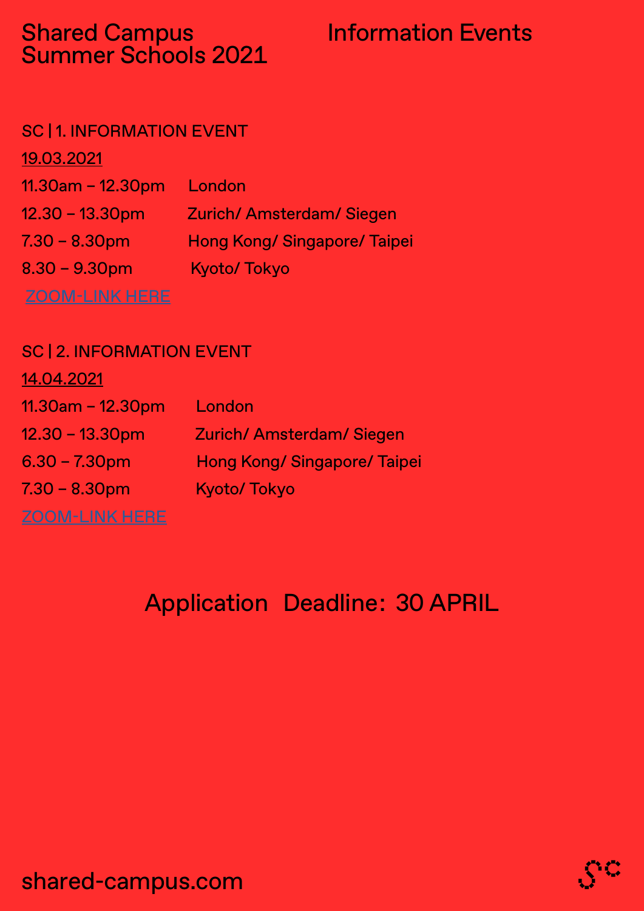# Shared Campus Summer Schools 2021

# Information Events

SC | 1. INFORMATION EVENT

19.03.2021

| | |
|---|---|
| 11.30am – 12.30pm | London |
| 12.30 – 13.30pm | Zurich/ Amsterdam/ Siegen |
| 7.30 – 8.30pm | Hong Kong/ Singapore/ Taipei |
| 8.30 – 9.30pm | Kyoto/ Tokyo |

ZOOM-LINK HERE

SC | 2. INFORMATION EVENT

14.04.2021

| | |
|---|---|
| 11.30am – 12.30pm | London |
| 12.30 – 13.30pm | Zurich/ Amsterdam/ Siegen |
| 6.30 – 7.30pm | Hong Kong/ Singapore/ Taipei |
| 7.30 – 8.30pm | Kyoto/ Tokyo |

ZOOM-LINK HERE

## Application Deadline: 30 APRIL

shared-campus.com